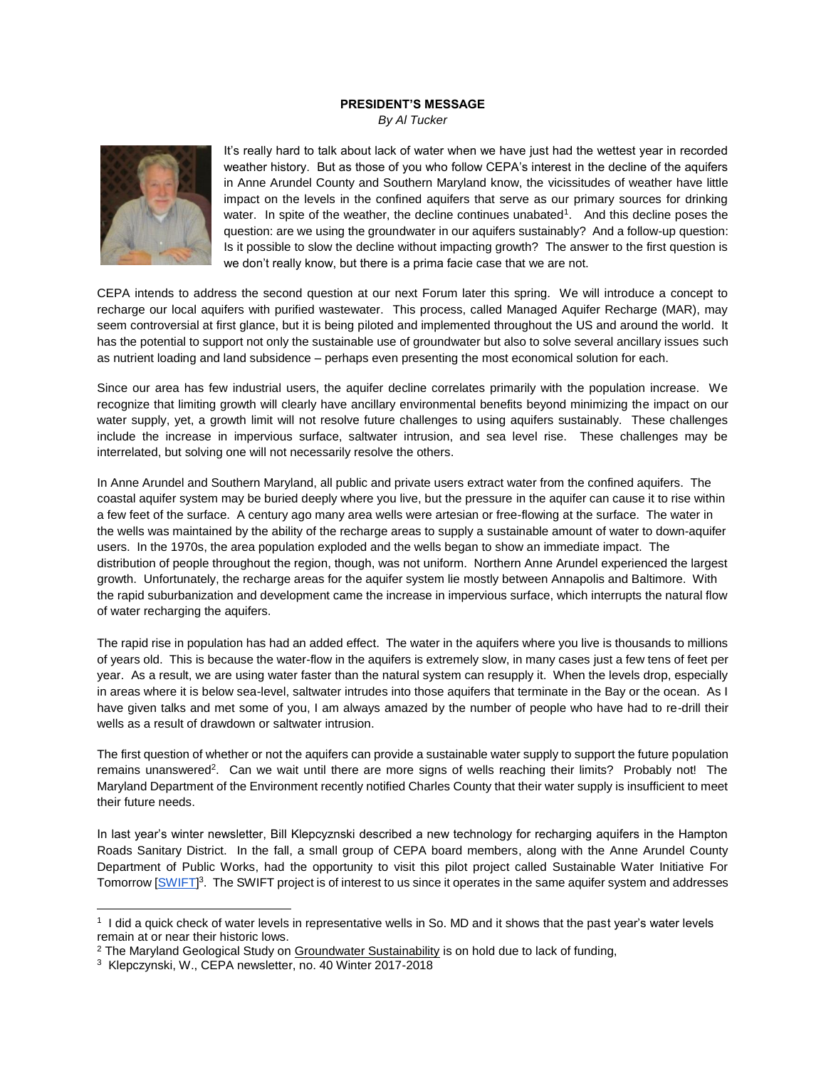**PRESIDENT'S MESSAGE**

*By Al Tucker*

It's really hard to talk about lack of water when we have just had the wettest year in recorded weather history. But as those of you who follow CEPA's interest in the decline of the aquifers in Anne Arundel County and Southern Maryland know, the vicissitudes of weather have little impact on the levels in the confined aquifers that serve as our primary sources for drinking water. In spite of the weather, the decline continues unabated[1]. And this decline poses the question: are we using the groundwater in our aquifers sustainably? And a follow-up question: Is it possible to slow the decline without impacting growth? The answer to the first question is we don't really know, but there is a prima facie case that we are not.

CEPA intends to address the second question at our next Forum later this spring. We will introduce a concept to recharge our local aquifers with purified wastewater. This process, called Managed Aquifer Recharge (MAR), may seem controversial at first glance, but it is being piloted and implemented throughout the US and around the world. It has the potential to support not only the sustainable use of groundwater but also to solve several ancillary issues such as nutrient loading and land subsidence – perhaps even presenting the most economical solution for each.

Since our area has few industrial users, the aquifer decline correlates primarily with the population increase. We recognize that limiting growth will clearly have ancillary environmental benefits beyond minimizing the impact on our water supply, yet, a growth limit will not resolve future challenges to using aquifers sustainably. These challenges include the increase in impervious surface, saltwater intrusion, and sea level rise. These challenges may be interrelated, but solving one will not necessarily resolve the others.

In Anne Arundel and Southern Maryland, all public and private users extract water from the confined aquifers. The coastal aquifer system may be buried deeply where you live, but the pressure in the aquifer can cause it to rise within a few feet of the surface. A century ago many area wells were artesian or free-flowing at the surface. The water in the wells was maintained by the ability of the recharge areas to supply a sustainable amount of water to down-aquifer users. In the 1970s, the area population exploded and the wells began to show an immediate impact. The distribution of people throughout the region, though, was not uniform. Northern Anne Arundel experienced the largest growth. Unfortunately, the recharge areas for the aquifer system lie mostly between Annapolis and Baltimore. With the rapid suburbanization and development came the increase in impervious surface, which interrupts the natural flow of water recharging the aquifers.

The rapid rise in population has had an added effect. The water in the aquifers where you live is thousands to millions of years old. This is because the water-flow in the aquifers is extremely slow, in many cases just a few tens of feet per year. As a result, we are using water faster than the natural system can resupply it. When the levels drop, especially in areas where it is below sea-level, saltwater intrudes into those aquifers that terminate in the Bay or the ocean. As I have given talks and met some of you, I am always amazed by the number of people who have had to re-drill their wells as a result of drawdown or saltwater intrusion.

The first question of whether or not the aquifers can provide a sustainable water supply to support the future population remains unanswered[2]. Can we wait until there are more signs of wells reaching their limits? Probably not! The Maryland Department of the Environment recently notified Charles County that their water supply is insufficient to meet their future needs.

In last year's winter newsletter, Bill Klepczynski described a new technology for recharging aquifers in the Hampton Roads Sanitary District. In the fall, a small group of CEPA board members, along with the Anne Arundel County Department of Public Works, had the opportunity to visit this pilot project called Sustainable Water Initiative For Tomorrow [SWIFT][3]. The SWIFT project is of interest to us since it operates in the same aquifer system and addresses

---

[1] I did a quick check of water levels in representative wells in So. MD and it shows that the past year's water levels remain at or near their historic lows.

[2] The Maryland Geological Study on Groundwater Sustainability is on hold due to lack of funding,

[3] Klepczynski, W., CEPA newsletter, no. 40 Winter 2017-2018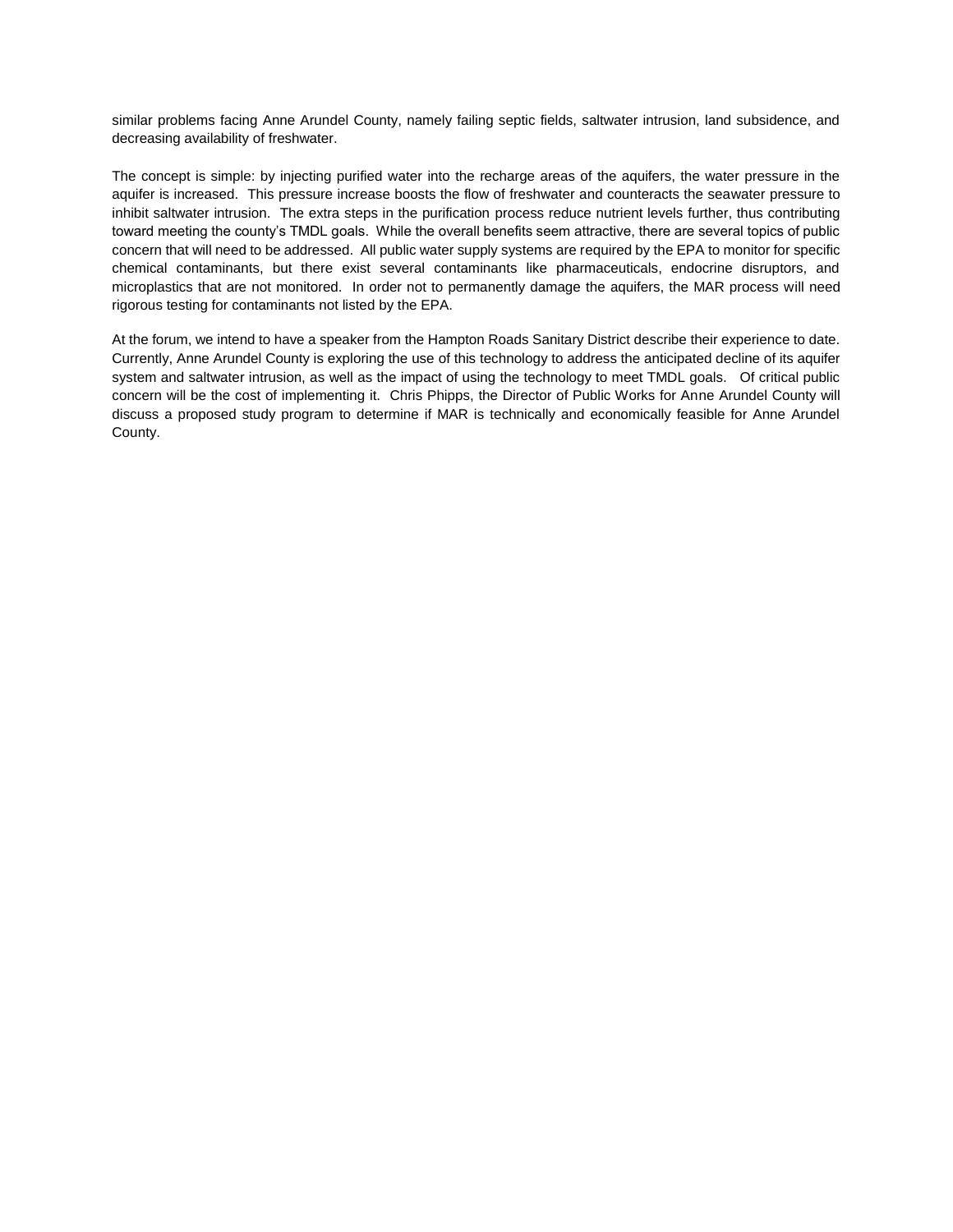similar problems facing Anne Arundel County, namely failing septic fields, saltwater intrusion, land subsidence, and decreasing availability of freshwater.

The concept is simple: by injecting purified water into the recharge areas of the aquifers, the water pressure in the aquifer is increased. This pressure increase boosts the flow of freshwater and counteracts the seawater pressure to inhibit saltwater intrusion. The extra steps in the purification process reduce nutrient levels further, thus contributing toward meeting the county's TMDL goals. While the overall benefits seem attractive, there are several topics of public concern that will need to be addressed. All public water supply systems are required by the EPA to monitor for specific chemical contaminants, but there exist several contaminants like pharmaceuticals, endocrine disruptors, and microplastics that are not monitored. In order not to permanently damage the aquifers, the MAR process will need rigorous testing for contaminants not listed by the EPA.

At the forum, we intend to have a speaker from the Hampton Roads Sanitary District describe their experience to date. Currently, Anne Arundel County is exploring the use of this technology to address the anticipated decline of its aquifer system and saltwater intrusion, as well as the impact of using the technology to meet TMDL goals. Of critical public concern will be the cost of implementing it. Chris Phipps, the Director of Public Works for Anne Arundel County will discuss a proposed study program to determine if MAR is technically and economically feasible for Anne Arundel County.